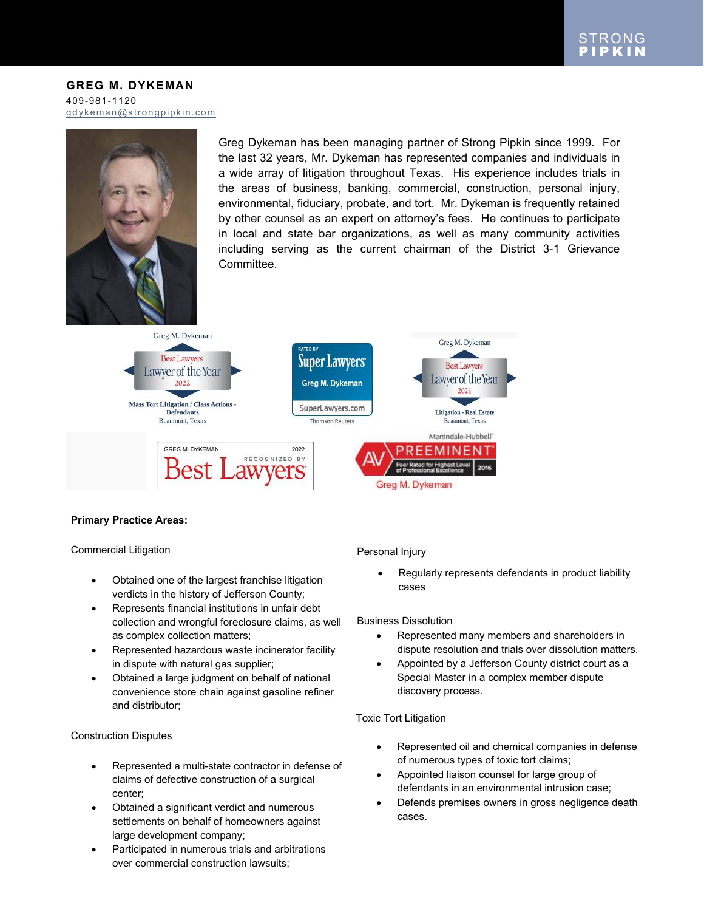STRONG PIPKIN

# GREG M. DYKEMAN

409-981-1120
gdykeman@strongpipkin.com

Greg Dykeman has been managing partner of Strong Pipkin since 1999. For the last 32 years, Mr. Dykeman has represented companies and individuals in a wide array of litigation throughout Texas. His experience includes trials in the areas of business, banking, commercial, construction, personal injury, environmental, fiduciary, probate, and tort. Mr. Dykeman is frequently retained by other counsel as an expert on attorney's fees. He continues to participate in local and state bar organizations, as well as many community activities including serving as the current chairman of the District 3-1 Grievance Committee.

Greg M. Dykeman
Best Lawyers
Lawyer of the Year
2022
Mass Tort Litigation / Class Actions - Defendants
Beaumont, Texas

Rated by Super Lawyers
Greg M. Dykeman
SuperLawyers.com
Thomson Reuters

Greg M. Dykeman
Best Lawyers
Lawyer of the Year
2021
Litigation - Real Estate
Beaumont, Texas

GREG M. DYKEMAN 2022
RECOGNIZED BY
Best Lawyers

Martindale-Hubbell
AV PREEMINENT
Peer Rated for Highest Level of Professional Excellence
2016
Greg M. Dykeman

**Primary Practice Areas:**

Commercial Litigation

- Obtained one of the largest franchise litigation verdicts in the history of Jefferson County;
- Represents financial institutions in unfair debt collection and wrongful foreclosure claims, as well as complex collection matters;
- Represented hazardous waste incinerator facility in dispute with natural gas supplier;
- Obtained a large judgment on behalf of national convenience store chain against gasoline refiner and distributor;

Construction Disputes

- Represented a multi-state contractor in defense of claims of defective construction of a surgical center;
- Obtained a significant verdict and numerous settlements on behalf of homeowners against large development company;
- Participated in numerous trials and arbitrations over commercial construction lawsuits;

Personal Injury

- Regularly represents defendants in product liability cases

Business Dissolution

- Represented many members and shareholders in dispute resolution and trials over dissolution matters.
- Appointed by a Jefferson County district court as a Special Master in a complex member dispute discovery process.

Toxic Tort Litigation

- Represented oil and chemical companies in defense of numerous types of toxic tort claims;
- Appointed liaison counsel for large group of defendants in an environmental intrusion case;
- Defends premises owners in gross negligence death cases.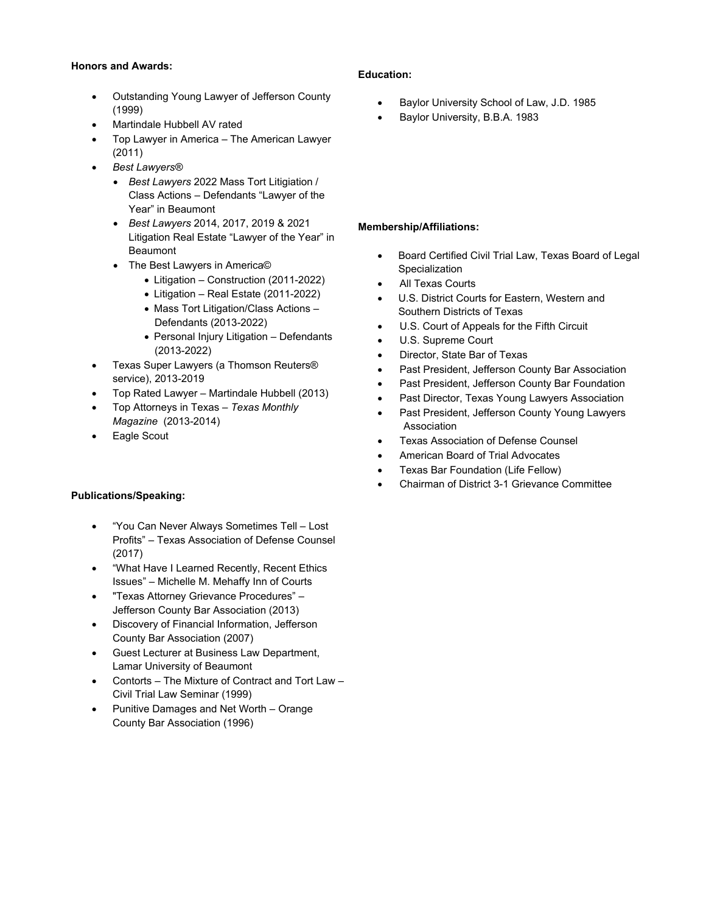**Honors and Awards:**

- Outstanding Young Lawyer of Jefferson County (1999)
- Martindale Hubbell AV rated
- Top Lawyer in America – The American Lawyer (2011)
- *Best Lawyers®*
    - *Best Lawyers* 2022 Mass Tort Litigation / Class Actions – Defendants "Lawyer of the Year" in Beaumont
    - *Best Lawyers* 2014, 2017, 2019 & 2021 Litigation Real Estate "Lawyer of the Year" in Beaumont
    - The Best Lawyers in America©
        - Litigation – Construction (2011-2022)
        - Litigation – Real Estate (2011-2022)
        - Mass Tort Litigation/Class Actions – Defendants (2013-2022)
        - Personal Injury Litigation – Defendants (2013-2022)
- Texas Super Lawyers (a Thomson Reuters® service), 2013-2019
- Top Rated Lawyer – Martindale Hubbell (2013)
- Top Attorneys in Texas – *Texas Monthly Magazine* (2013-2014)
- Eagle Scout

**Publications/Speaking:**

- "You Can Never Always Sometimes Tell – Lost Profits" – Texas Association of Defense Counsel (2017)
- "What Have I Learned Recently, Recent Ethics Issues" – Michelle M. Mehaffy Inn of Courts
- "Texas Attorney Grievance Procedures" – Jefferson County Bar Association (2013)
- Discovery of Financial Information, Jefferson County Bar Association (2007)
- Guest Lecturer at Business Law Department, Lamar University of Beaumont
- Contorts – The Mixture of Contract and Tort Law – Civil Trial Law Seminar (1999)
- Punitive Damages and Net Worth – Orange County Bar Association (1996)

**Education:**

- Baylor University School of Law, J.D. 1985
- Baylor University, B.B.A. 1983

**Membership/Affiliations:**

- Board Certified Civil Trial Law, Texas Board of Legal Specialization
- All Texas Courts
- U.S. District Courts for Eastern, Western and Southern Districts of Texas
- U.S. Court of Appeals for the Fifth Circuit
- U.S. Supreme Court
- Director, State Bar of Texas
- Past President, Jefferson County Bar Association
- Past President, Jefferson County Bar Foundation
- Past Director, Texas Young Lawyers Association
- Past President, Jefferson County Young Lawyers Association
- Texas Association of Defense Counsel
- American Board of Trial Advocates
- Texas Bar Foundation (Life Fellow)
- Chairman of District 3-1 Grievance Committee